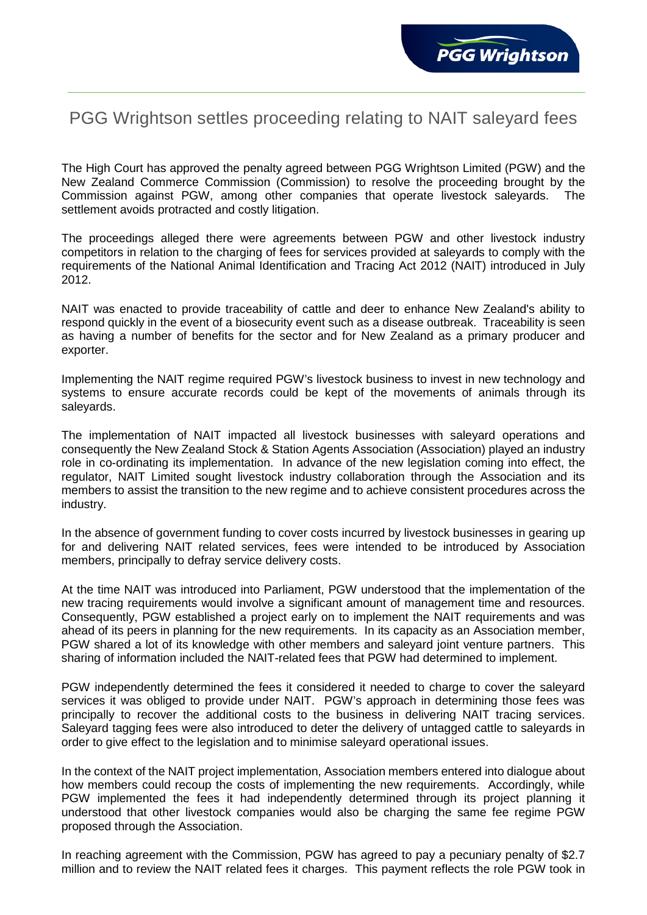# PGG Wrightson settles proceeding relating to NAIT saleyard fees

The High Court has approved the penalty agreed between PGG Wrightson Limited (PGW) and the New Zealand Commerce Commission (Commission) to resolve the proceeding brought by the Commission against PGW, among other companies that operate livestock saleyards. The settlement avoids protracted and costly litigation.

The proceedings alleged there were agreements between PGW and other livestock industry competitors in relation to the charging of fees for services provided at saleyards to comply with the requirements of the National Animal Identification and Tracing Act 2012 (NAIT) introduced in July 2012.

NAIT was enacted to provide traceability of cattle and deer to enhance New Zealand's ability to respond quickly in the event of a biosecurity event such as a disease outbreak. Traceability is seen as having a number of benefits for the sector and for New Zealand as a primary producer and exporter.

Implementing the NAIT regime required PGW's livestock business to invest in new technology and systems to ensure accurate records could be kept of the movements of animals through its saleyards.

The implementation of NAIT impacted all livestock businesses with saleyard operations and consequently the New Zealand Stock & Station Agents Association (Association) played an industry role in co-ordinating its implementation. In advance of the new legislation coming into effect, the regulator, NAIT Limited sought livestock industry collaboration through the Association and its members to assist the transition to the new regime and to achieve consistent procedures across the industry.

In the absence of government funding to cover costs incurred by livestock businesses in gearing up for and delivering NAIT related services, fees were intended to be introduced by Association members, principally to defray service delivery costs.

At the time NAIT was introduced into Parliament, PGW understood that the implementation of the new tracing requirements would involve a significant amount of management time and resources. Consequently, PGW established a project early on to implement the NAIT requirements and was ahead of its peers in planning for the new requirements. In its capacity as an Association member, PGW shared a lot of its knowledge with other members and saleyard joint venture partners. This sharing of information included the NAIT-related fees that PGW had determined to implement.

PGW independently determined the fees it considered it needed to charge to cover the saleyard services it was obliged to provide under NAIT. PGW's approach in determining those fees was principally to recover the additional costs to the business in delivering NAIT tracing services. Saleyard tagging fees were also introduced to deter the delivery of untagged cattle to saleyards in order to give effect to the legislation and to minimise saleyard operational issues.

In the context of the NAIT project implementation, Association members entered into dialogue about how members could recoup the costs of implementing the new requirements. Accordingly, while PGW implemented the fees it had independently determined through its project planning it understood that other livestock companies would also be charging the same fee regime PGW proposed through the Association.

In reaching agreement with the Commission, PGW has agreed to pay a pecuniary penalty of $2.7 million and to review the NAIT related fees it charges. This payment reflects the role PGW took in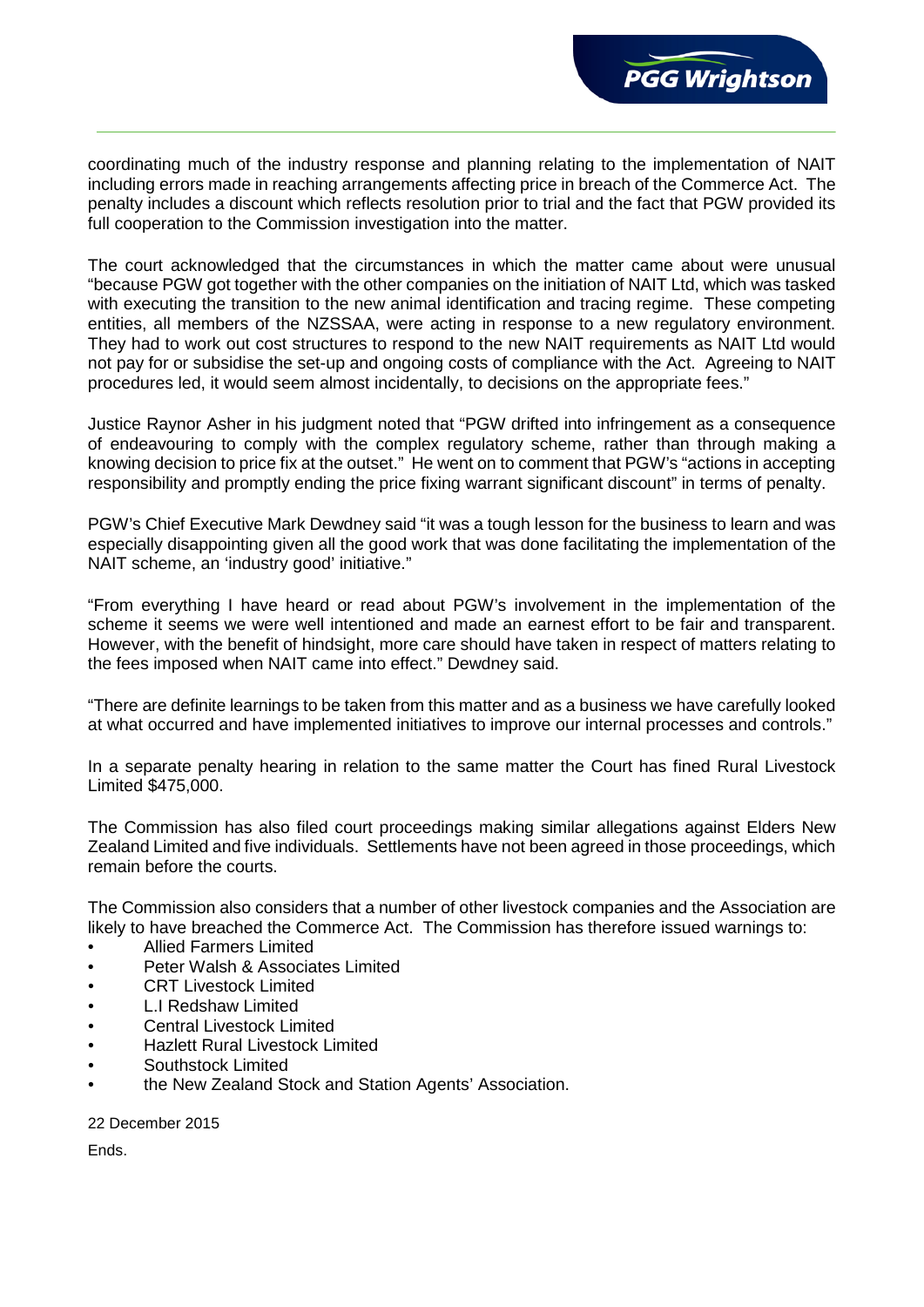coordinating much of the industry response and planning relating to the implementation of NAIT including errors made in reaching arrangements affecting price in breach of the Commerce Act. The penalty includes a discount which reflects resolution prior to trial and the fact that PGW provided its full cooperation to the Commission investigation into the matter.

The court acknowledged that the circumstances in which the matter came about were unusual "because PGW got together with the other companies on the initiation of NAIT Ltd, which was tasked with executing the transition to the new animal identification and tracing regime. These competing entities, all members of the NZSSAA, were acting in response to a new regulatory environment. They had to work out cost structures to respond to the new NAIT requirements as NAIT Ltd would not pay for or subsidise the set-up and ongoing costs of compliance with the Act. Agreeing to NAIT procedures led, it would seem almost incidentally, to decisions on the appropriate fees."

Justice Raynor Asher in his judgment noted that "PGW drifted into infringement as a consequence of endeavouring to comply with the complex regulatory scheme, rather than through making a knowing decision to price fix at the outset." He went on to comment that PGW's "actions in accepting responsibility and promptly ending the price fixing warrant significant discount" in terms of penalty.

PGW's Chief Executive Mark Dewdney said "it was a tough lesson for the business to learn and was especially disappointing given all the good work that was done facilitating the implementation of the NAIT scheme, an 'industry good' initiative."

"From everything I have heard or read about PGW's involvement in the implementation of the scheme it seems we were well intentioned and made an earnest effort to be fair and transparent. However, with the benefit of hindsight, more care should have taken in respect of matters relating to the fees imposed when NAIT came into effect." Dewdney said.

"There are definite learnings to be taken from this matter and as a business we have carefully looked at what occurred and have implemented initiatives to improve our internal processes and controls."

In a separate penalty hearing in relation to the same matter the Court has fined Rural Livestock Limited $475,000.

The Commission has also filed court proceedings making similar allegations against Elders New Zealand Limited and five individuals. Settlements have not been agreed in those proceedings, which remain before the courts.

The Commission also considers that a number of other livestock companies and the Association are likely to have breached the Commerce Act. The Commission has therefore issued warnings to:

- Allied Farmers Limited
- Peter Walsh & Associates Limited
- CRT Livestock Limited
- L.I Redshaw Limited
- Central Livestock Limited
- Hazlett Rural Livestock Limited
- Southstock Limited
- the New Zealand Stock and Station Agents' Association.

22 December 2015

Ends.